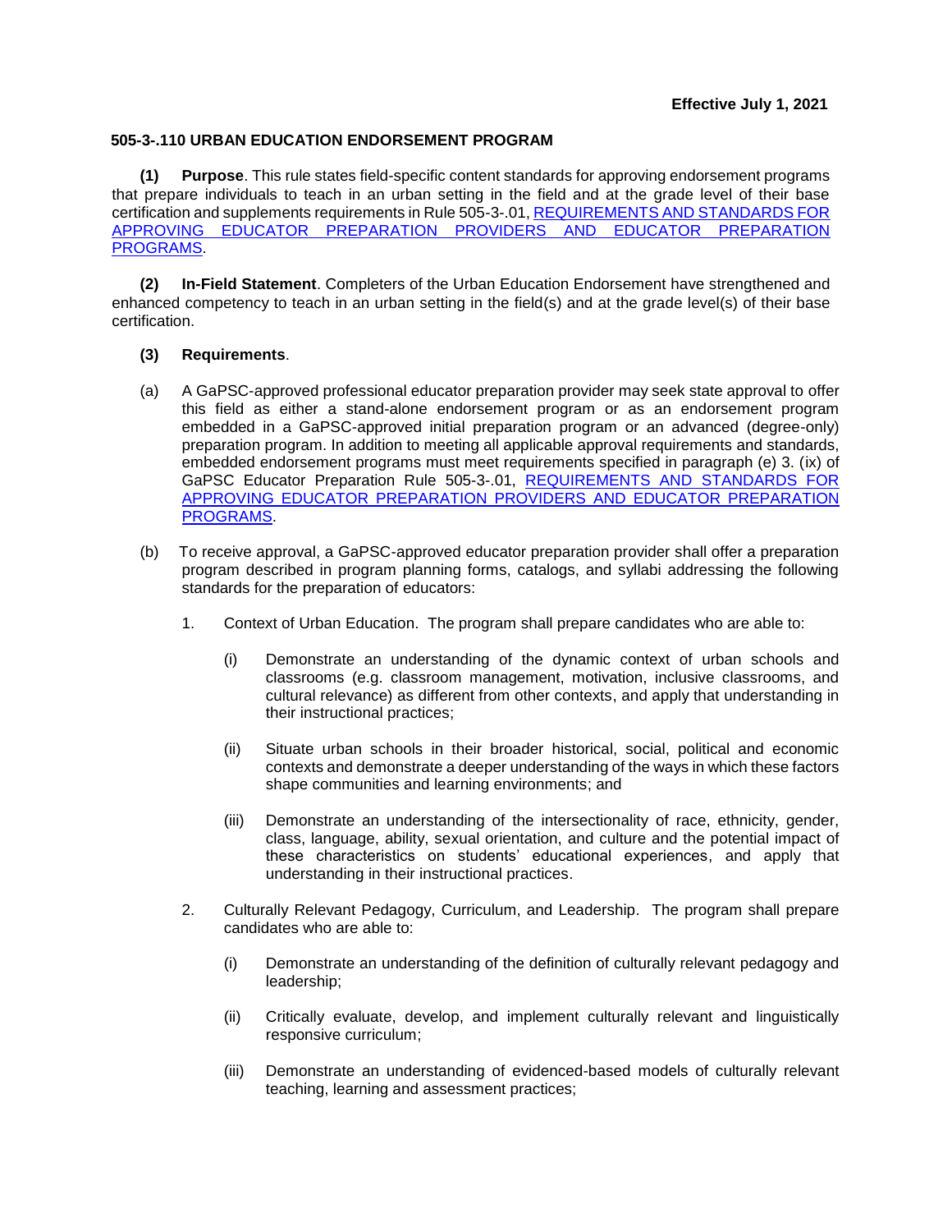**Effective July 1, 2021**

**505-3-.110 URBAN EDUCATION ENDORSEMENT PROGRAM**

**(1) Purpose**. This rule states field-specific content standards for approving endorsement programs that prepare individuals to teach in an urban setting in the field and at the grade level of their base certification and supplements requirements in Rule 505-3-.01, REQUIREMENTS AND STANDARDS FOR APPROVING EDUCATOR PREPARATION PROVIDERS AND EDUCATOR PREPARATION PROGRAMS.

**(2) In-Field Statement**. Completers of the Urban Education Endorsement have strengthened and enhanced competency to teach in an urban setting in the field(s) and at the grade level(s) of their base certification.

**(3) Requirements**.

(a) A GaPSC-approved professional educator preparation provider may seek state approval to offer this field as either a stand-alone endorsement program or as an endorsement program embedded in a GaPSC-approved initial preparation program or an advanced (degree-only) preparation program. In addition to meeting all applicable approval requirements and standards, embedded endorsement programs must meet requirements specified in paragraph (e) 3. (ix) of GaPSC Educator Preparation Rule 505-3-.01, REQUIREMENTS AND STANDARDS FOR APPROVING EDUCATOR PREPARATION PROVIDERS AND EDUCATOR PREPARATION PROGRAMS.

(b) To receive approval, a GaPSC-approved educator preparation provider shall offer a preparation program described in program planning forms, catalogs, and syllabi addressing the following standards for the preparation of educators:

1. Context of Urban Education. The program shall prepare candidates who are able to:

   (i) Demonstrate an understanding of the dynamic context of urban schools and classrooms (e.g. classroom management, motivation, inclusive classrooms, and cultural relevance) as different from other contexts, and apply that understanding in their instructional practices;

   (ii) Situate urban schools in their broader historical, social, political and economic contexts and demonstrate a deeper understanding of the ways in which these factors shape communities and learning environments; and

   (iii) Demonstrate an understanding of the intersectionality of race, ethnicity, gender, class, language, ability, sexual orientation, and culture and the potential impact of these characteristics on students' educational experiences, and apply that understanding in their instructional practices.

2. Culturally Relevant Pedagogy, Curriculum, and Leadership. The program shall prepare candidates who are able to:

   (i) Demonstrate an understanding of the definition of culturally relevant pedagogy and leadership;

   (ii) Critically evaluate, develop, and implement culturally relevant and linguistically responsive curriculum;

   (iii) Demonstrate an understanding of evidenced-based models of culturally relevant teaching, learning and assessment practices;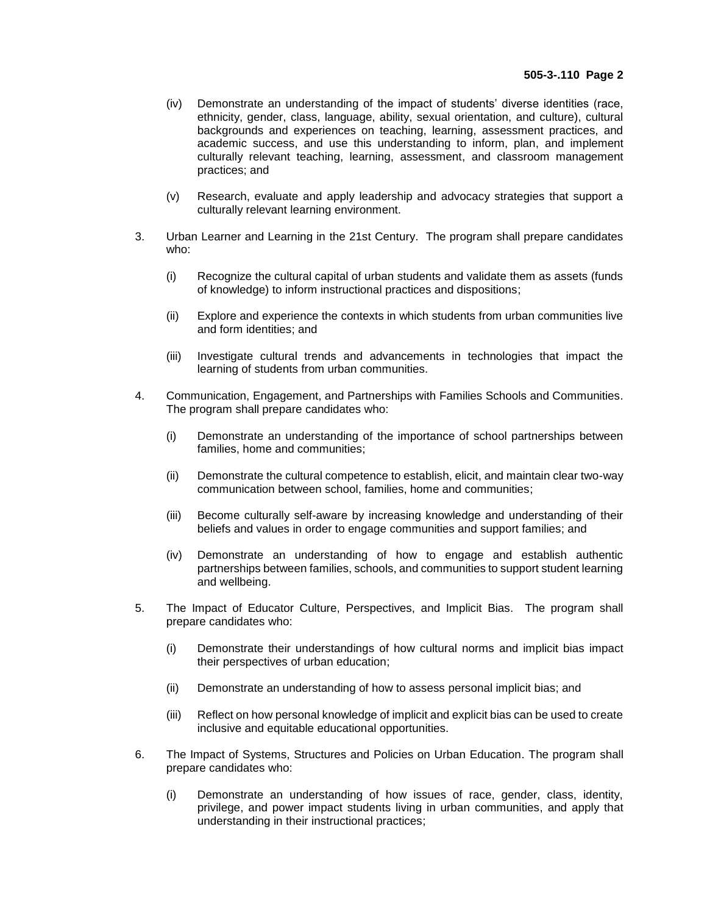(iv) Demonstrate an understanding of the impact of students' diverse identities (race, ethnicity, gender, class, language, ability, sexual orientation, and culture), cultural backgrounds and experiences on teaching, learning, assessment practices, and academic success, and use this understanding to inform, plan, and implement culturally relevant teaching, learning, assessment, and classroom management practices; and

(v) Research, evaluate and apply leadership and advocacy strategies that support a culturally relevant learning environment.

3. Urban Learner and Learning in the 21st Century. The program shall prepare candidates who:

   (i) Recognize the cultural capital of urban students and validate them as assets (funds of knowledge) to inform instructional practices and dispositions;

   (ii) Explore and experience the contexts in which students from urban communities live and form identities; and

   (iii) Investigate cultural trends and advancements in technologies that impact the learning of students from urban communities.

4. Communication, Engagement, and Partnerships with Families Schools and Communities. The program shall prepare candidates who:

   (i) Demonstrate an understanding of the importance of school partnerships between families, home and communities;

   (ii) Demonstrate the cultural competence to establish, elicit, and maintain clear two-way communication between school, families, home and communities;

   (iii) Become culturally self-aware by increasing knowledge and understanding of their beliefs and values in order to engage communities and support families; and

   (iv) Demonstrate an understanding of how to engage and establish authentic partnerships between families, schools, and communities to support student learning and wellbeing.

5. The Impact of Educator Culture, Perspectives, and Implicit Bias. The program shall prepare candidates who:

   (i) Demonstrate their understandings of how cultural norms and implicit bias impact their perspectives of urban education;

   (ii) Demonstrate an understanding of how to assess personal implicit bias; and

   (iii) Reflect on how personal knowledge of implicit and explicit bias can be used to create inclusive and equitable educational opportunities.

6. The Impact of Systems, Structures and Policies on Urban Education. The program shall prepare candidates who:

   (i) Demonstrate an understanding of how issues of race, gender, class, identity, privilege, and power impact students living in urban communities, and apply that understanding in their instructional practices;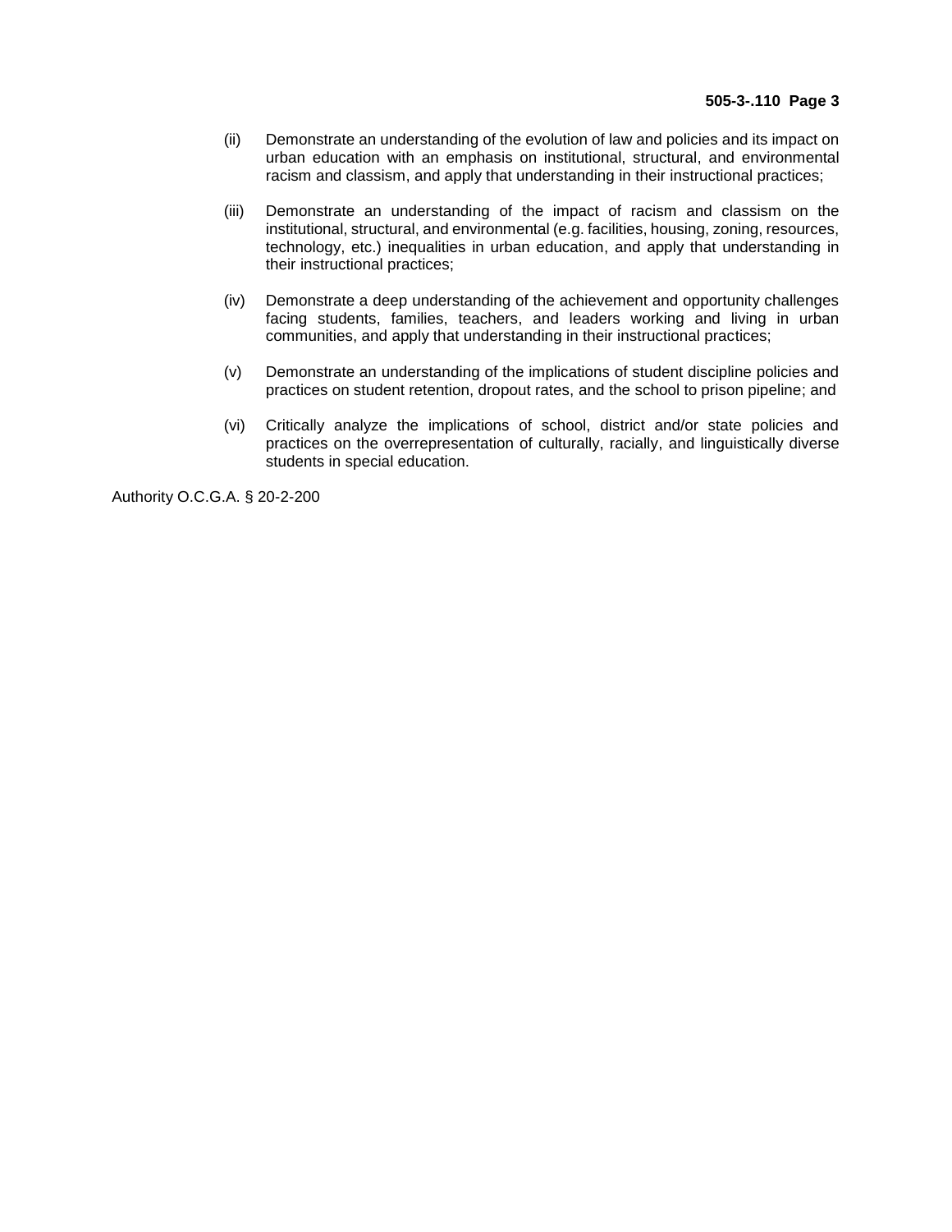(ii) Demonstrate an understanding of the evolution of law and policies and its impact on urban education with an emphasis on institutional, structural, and environmental racism and classism, and apply that understanding in their instructional practices;

(iii) Demonstrate an understanding of the impact of racism and classism on the institutional, structural, and environmental (e.g. facilities, housing, zoning, resources, technology, etc.) inequalities in urban education, and apply that understanding in their instructional practices;

(iv) Demonstrate a deep understanding of the achievement and opportunity challenges facing students, families, teachers, and leaders working and living in urban communities, and apply that understanding in their instructional practices;

(v) Demonstrate an understanding of the implications of student discipline policies and practices on student retention, dropout rates, and the school to prison pipeline; and

(vi) Critically analyze the implications of school, district and/or state policies and practices on the overrepresentation of culturally, racially, and linguistically diverse students in special education.

Authority O.C.G.A. § 20-2-200